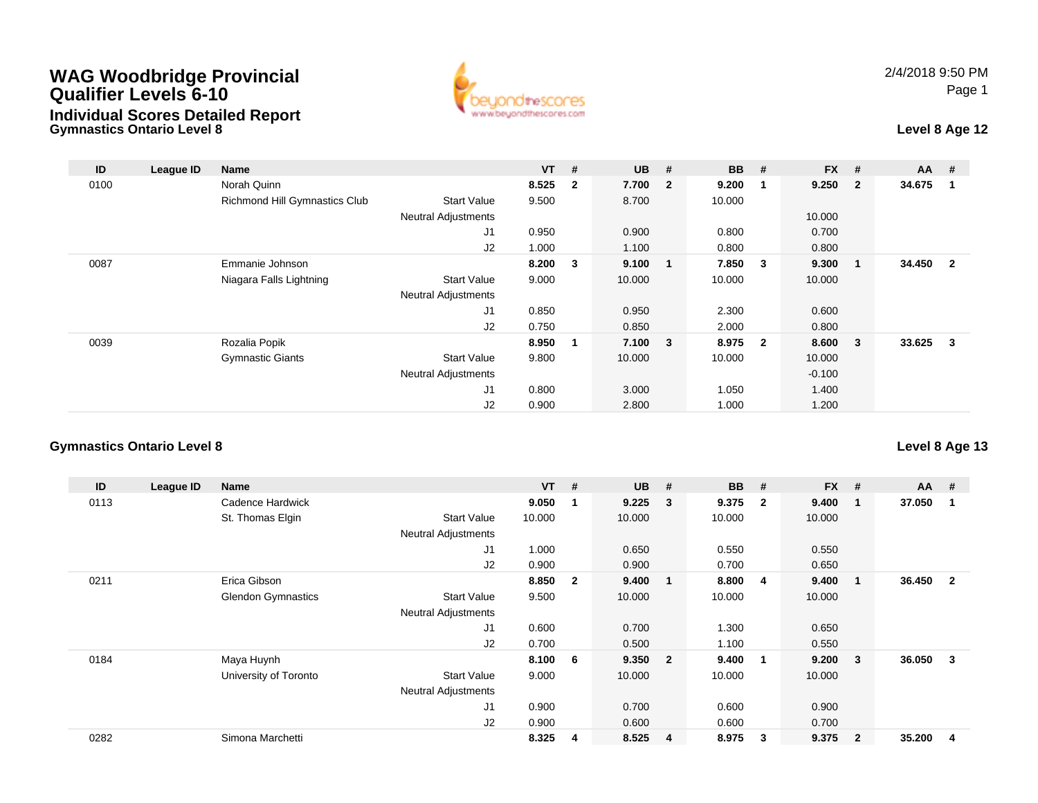# WAG Woodbridge Provincial Qualifier Levels 6-10

## Individual Scores Detailed Report

2/4/2018 9:50 PM

### Gymnastics Ontario Level 8

**Level 8 Age 12**

| ID | League ID | Name | | VT | # | UB | # | BB | # | FX | # | AA | # |
|---|---|---|---|---|---|---|---|---|---|---|---|---|---|
| 0100 | | Norah Quinn | | **8.525** | **2** | **7.700** | **2** | **9.200** | **1** | **9.250** | **2** | **34.675** | **1** |
| | | Richmond Hill Gymnastics Club | Start Value | 9.500 | | 8.700 | | 10.000 | | | | | |
| | | | Neutral Adjustments | | | | | | | 10.000 | | | |
| | | | J1 | 0.950 | | 0.900 | | 0.800 | | 0.700 | | | |
| | | | J2 | 1.000 | | 1.100 | | 0.800 | | 0.800 | | | |
| 0087 | | Emmanie Johnson | | **8.200** | **3** | **9.100** | **1** | **7.850** | **3** | **9.300** | **1** | **34.450** | **2** |
| | | Niagara Falls Lightning | Start Value | 9.000 | | 10.000 | | 10.000 | | 10.000 | | | |
| | | | Neutral Adjustments | | | | | | | | | | |
| | | | J1 | 0.850 | | 0.950 | | 2.300 | | 0.600 | | | |
| | | | J2 | 0.750 | | 0.850 | | 2.000 | | 0.800 | | | |
| 0039 | | Rozalia Popik | | **8.950** | **1** | **7.100** | **3** | **8.975** | **2** | **8.600** | **3** | **33.625** | **3** |
| | | Gymnastic Giants | Start Value | 9.800 | | 10.000 | | 10.000 | | 10.000 | | | |
| | | | Neutral Adjustments | | | | | | | -0.100 | | | |
| | | | J1 | 0.800 | | 3.000 | | 1.050 | | 1.400 | | | |
| | | | J2 | 0.900 | | 2.800 | | 1.000 | | 1.200 | | | |

### Gymnastics Ontario Level 8

**Level 8 Age 13**

| ID | League ID | Name | | VT | # | UB | # | BB | # | FX | # | AA | # |
|---|---|---|---|---|---|---|---|---|---|---|---|---|---|
| 0113 | | Cadence Hardwick | | **9.050** | **1** | **9.225** | **3** | **9.375** | **2** | **9.400** | **1** | **37.050** | **1** |
| | | St. Thomas Elgin | Start Value | 10.000 | | 10.000 | | 10.000 | | 10.000 | | | |
| | | | Neutral Adjustments | | | | | | | | | | |
| | | | J1 | 1.000 | | 0.650 | | 0.550 | | 0.550 | | | |
| | | | J2 | 0.900 | | 0.900 | | 0.700 | | 0.650 | | | |
| 0211 | | Erica Gibson | | **8.850** | **2** | **9.400** | **1** | **8.800** | **4** | **9.400** | **1** | **36.450** | **2** |
| | | Glendon Gymnastics | Start Value | 9.500 | | 10.000 | | 10.000 | | 10.000 | | | |
| | | | Neutral Adjustments | | | | | | | | | | |
| | | | J1 | 0.600 | | 0.700 | | 1.300 | | 0.650 | | | |
| | | | J2 | 0.700 | | 0.500 | | 1.100 | | 0.550 | | | |
| 0184 | | Maya Huynh | | **8.100** | **6** | **9.350** | **2** | **9.400** | **1** | **9.200** | **3** | **36.050** | **3** |
| | | University of Toronto | Start Value | 9.000 | | 10.000 | | 10.000 | | 10.000 | | | |
| | | | Neutral Adjustments | | | | | | | | | | |
| | | | J1 | 0.900 | | 0.700 | | 0.600 | | 0.900 | | | |
| | | | J2 | 0.900 | | 0.600 | | 0.600 | | 0.700 | | | |
| 0282 | | Simona Marchetti | | **8.325** | **4** | **8.525** | **4** | **8.975** | **3** | **9.375** | **2** | **35.200** | **4** |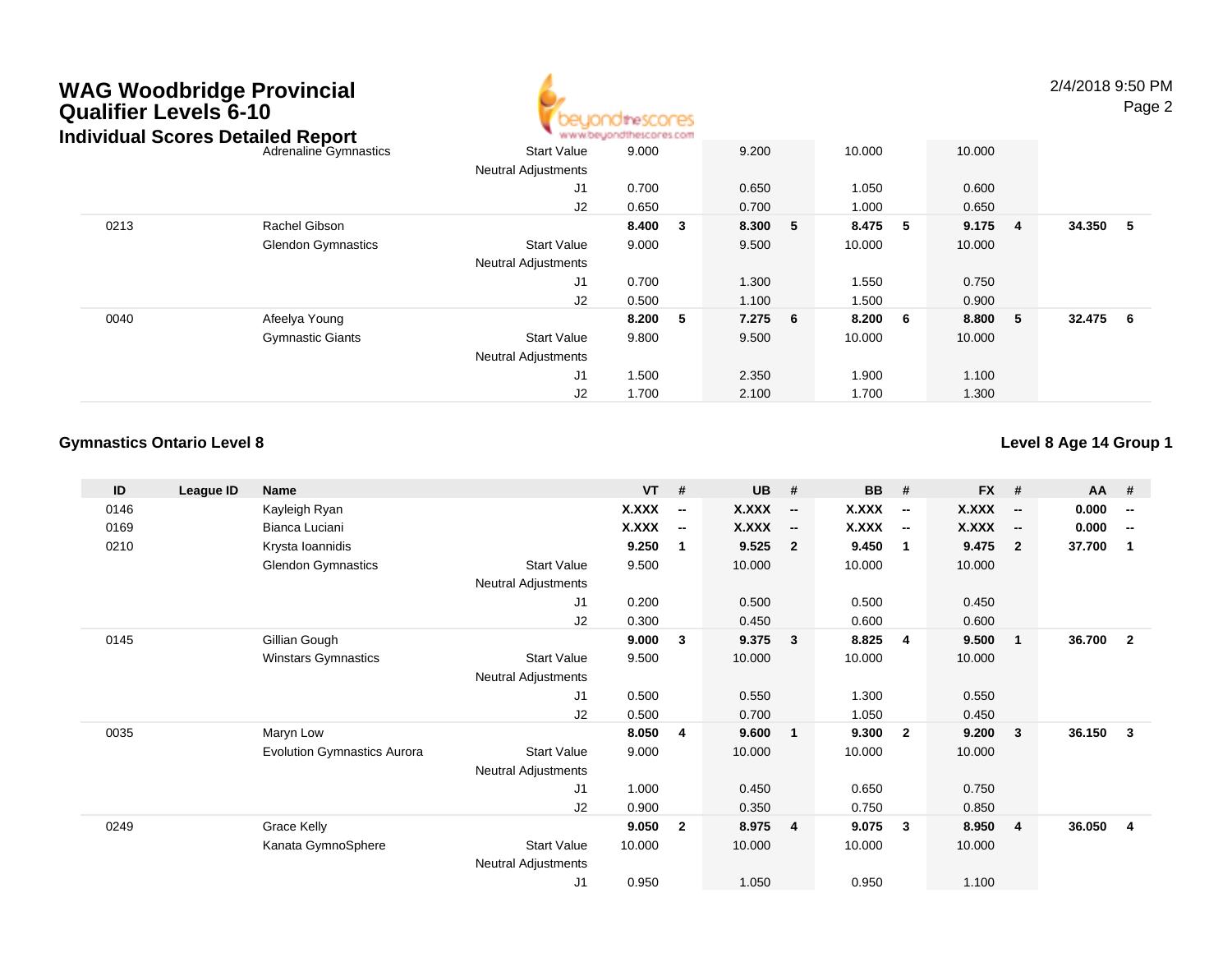# WAG Woodbridge Provincial Qualifier Levels 6-10

## Individual Scores Detailed Report

| ID | League ID | Name | | VT | # | UB | # | BB | # | FX | # | AA | # |
|---|---|---|---|---|---|---|---|---|---|---|---|---|---|
| | | Adrenaline Gymnastics | Start Value | 9.000 | | 9.200 | | 10.000 | | 10.000 | | | |
| | | | Neutral Adjustments | | | | | | | | | | |
| | | | J1 | 0.700 | | 0.650 | | 1.050 | | 0.600 | | | |
| | | | J2 | 0.650 | | 0.700 | | 1.000 | | 0.650 | | | |
| 0213 | | Rachel Gibson | | **8.400** | **3** | **8.300** | **5** | **8.475** | **5** | **9.175** | **4** | **34.350** | **5** |
| | | Glendon Gymnastics | Start Value | 9.000 | | 9.500 | | 10.000 | | 10.000 | | | |
| | | | Neutral Adjustments | | | | | | | | | | |
| | | | J1 | 0.700 | | 1.300 | | 1.550 | | 0.750 | | | |
| | | | J2 | 0.500 | | 1.100 | | 1.500 | | 0.900 | | | |
| 0040 | | Afeelya Young | | **8.200** | **5** | **7.275** | **6** | **8.200** | **6** | **8.800** | **5** | **32.475** | **6** |
| | | Gymnastic Giants | Start Value | 9.800 | | 9.500 | | 10.000 | | 10.000 | | | |
| | | | Neutral Adjustments | | | | | | | | | | |
| | | | J1 | 1.500 | | 2.350 | | 1.900 | | 1.100 | | | |
| | | | J2 | 1.700 | | 2.100 | | 1.700 | | 1.300 | | | |

### Gymnastics Ontario Level 8

**Level 8 Age 14 Group 1**

| ID | League ID | Name | | VT | # | UB | # | BB | # | FX | # | AA | # |
|---|---|---|---|---|---|---|---|---|---|---|---|---|---|
| 0146 | | Kayleigh Ryan | | **X.XXX** | **--** | **X.XXX** | **--** | **X.XXX** | **--** | **X.XXX** | **--** | **0.000** | **--** |
| 0169 | | Bianca Luciani | | **X.XXX** | **--** | **X.XXX** | **--** | **X.XXX** | **--** | **X.XXX** | **--** | **0.000** | **--** |
| 0210 | | Krysta Ioannidis | | **9.250** | **1** | **9.525** | **2** | **9.450** | **1** | **9.475** | **2** | **37.700** | **1** |
| | | Glendon Gymnastics | Start Value | 9.500 | | 10.000 | | 10.000 | | 10.000 | | | |
| | | | Neutral Adjustments | | | | | | | | | | |
| | | | J1 | 0.200 | | 0.500 | | 0.500 | | 0.450 | | | |
| | | | J2 | 0.300 | | 0.450 | | 0.600 | | 0.600 | | | |
| 0145 | | Gillian Gough | | **9.000** | **3** | **9.375** | **3** | **8.825** | **4** | **9.500** | **1** | **36.700** | **2** |
| | | Winstars Gymnastics | Start Value | 9.500 | | 10.000 | | 10.000 | | 10.000 | | | |
| | | | Neutral Adjustments | | | | | | | | | | |
| | | | J1 | 0.500 | | 0.550 | | 1.300 | | 0.550 | | | |
| | | | J2 | 0.500 | | 0.700 | | 1.050 | | 0.450 | | | |
| 0035 | | Maryn Low | | **8.050** | **4** | **9.600** | **1** | **9.300** | **2** | **9.200** | **3** | **36.150** | **3** |
| | | Evolution Gymnastics Aurora | Start Value | 9.000 | | 10.000 | | 10.000 | | 10.000 | | | |
| | | | Neutral Adjustments | | | | | | | | | | |
| | | | J1 | 1.000 | | 0.450 | | 0.650 | | 0.750 | | | |
| | | | J2 | 0.900 | | 0.350 | | 0.750 | | 0.850 | | | |
| 0249 | | Grace Kelly | | **9.050** | **2** | **8.975** | **4** | **9.075** | **3** | **8.950** | **4** | **36.050** | **4** |
| | | Kanata GymnoSphere | Start Value | 10.000 | | 10.000 | | 10.000 | | 10.000 | | | |
| | | | Neutral Adjustments | | | | | | | | | | |
| | | | J1 | 0.950 | | 1.050 | | 0.950 | | 1.100 | | | |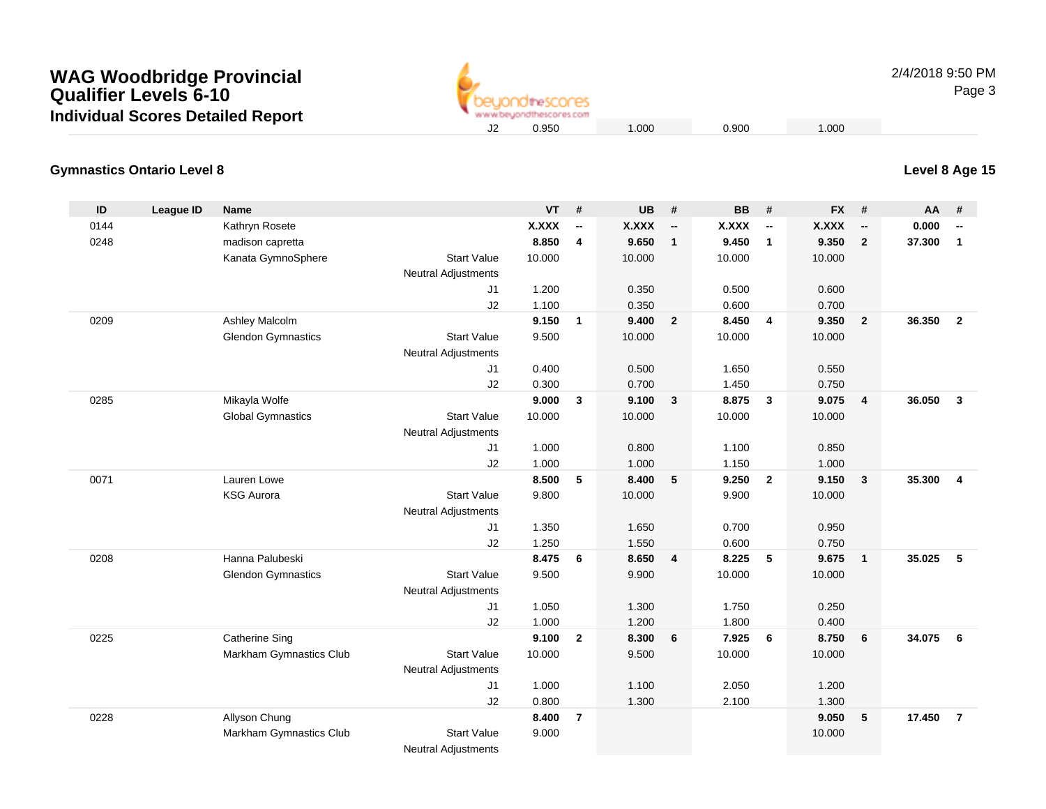# WAG Woodbridge Provincial Qualifier Levels 6-10

## Individual Scores Detailed Report

| | | | | | |
|---|---|---|---|---|---|
| J2 | 0.950 | 1.000 | 0.900 | 1.000 | |

### Gymnastics Ontario Level 8

### Level 8 Age 15

| ID | League ID | Name | | VT | # | UB | # | BB | # | FX | # | AA | # |
|---|---|---|---|---|---|---|---|---|---|---|---|---|---|
| 0144 | | Kathryn Rosete | | **X.XXX** | **--** | **X.XXX** | **--** | **X.XXX** | **--** | **X.XXX** | **--** | **0.000** | **--** |
| 0248 | | madison capretta | | **8.850** | **4** | **9.650** | **1** | **9.450** | **1** | **9.350** | **2** | **37.300** | **1** |
| | | Kanata GymnoSphere | Start Value | 10.000 | | 10.000 | | 10.000 | | 10.000 | | | |
| | | | Neutral Adjustments | | | | | | | | | | |
| | | | J1 | 1.200 | | 0.350 | | 0.500 | | 0.600 | | | |
| | | | J2 | 1.100 | | 0.350 | | 0.600 | | 0.700 | | | |
| 0209 | | Ashley Malcolm | | **9.150** | **1** | **9.400** | **2** | **8.450** | **4** | **9.350** | **2** | **36.350** | **2** |
| | | Glendon Gymnastics | Start Value | 9.500 | | 10.000 | | 10.000 | | 10.000 | | | |
| | | | Neutral Adjustments | | | | | | | | | | |
| | | | J1 | 0.400 | | 0.500 | | 1.650 | | 0.550 | | | |
| | | | J2 | 0.300 | | 0.700 | | 1.450 | | 0.750 | | | |
| 0285 | | Mikayla Wolfe | | **9.000** | **3** | **9.100** | **3** | **8.875** | **3** | **9.075** | **4** | **36.050** | **3** |
| | | Global Gymnastics | Start Value | 10.000 | | 10.000 | | 10.000 | | 10.000 | | | |
| | | | Neutral Adjustments | | | | | | | | | | |
| | | | J1 | 1.000 | | 0.800 | | 1.100 | | 0.850 | | | |
| | | | J2 | 1.000 | | 1.000 | | 1.150 | | 1.000 | | | |
| 0071 | | Lauren Lowe | | **8.500** | **5** | **8.400** | **5** | **9.250** | **2** | **9.150** | **3** | **35.300** | **4** |
| | | KSG Aurora | Start Value | 9.800 | | 10.000 | | 9.900 | | 10.000 | | | |
| | | | Neutral Adjustments | | | | | | | | | | |
| | | | J1 | 1.350 | | 1.650 | | 0.700 | | 0.950 | | | |
| | | | J2 | 1.250 | | 1.550 | | 0.600 | | 0.750 | | | |
| 0208 | | Hanna Palubeski | | **8.475** | **6** | **8.650** | **4** | **8.225** | **5** | **9.675** | **1** | **35.025** | **5** |
| | | Glendon Gymnastics | Start Value | 9.500 | | 9.900 | | 10.000 | | 10.000 | | | |
| | | | Neutral Adjustments | | | | | | | | | | |
| | | | J1 | 1.050 | | 1.300 | | 1.750 | | 0.250 | | | |
| | | | J2 | 1.000 | | 1.200 | | 1.800 | | 0.400 | | | |
| 0225 | | Catherine Sing | | **9.100** | **2** | **8.300** | **6** | **7.925** | **6** | **8.750** | **6** | **34.075** | **6** |
| | | Markham Gymnastics Club | Start Value | 10.000 | | 9.500 | | 10.000 | | 10.000 | | | |
| | | | Neutral Adjustments | | | | | | | | | | |
| | | | J1 | 1.000 | | 1.100 | | 2.050 | | 1.200 | | | |
| | | | J2 | 0.800 | | 1.300 | | 2.100 | | 1.300 | | | |
| 0228 | | Allyson Chung | | **8.400** | **7** | | | | | **9.050** | **5** | **17.450** | **7** |
| | | Markham Gymnastics Club | Start Value | 9.000 | | | | | | 10.000 | | | |
| | | | Neutral Adjustments | | | | | | | | | | |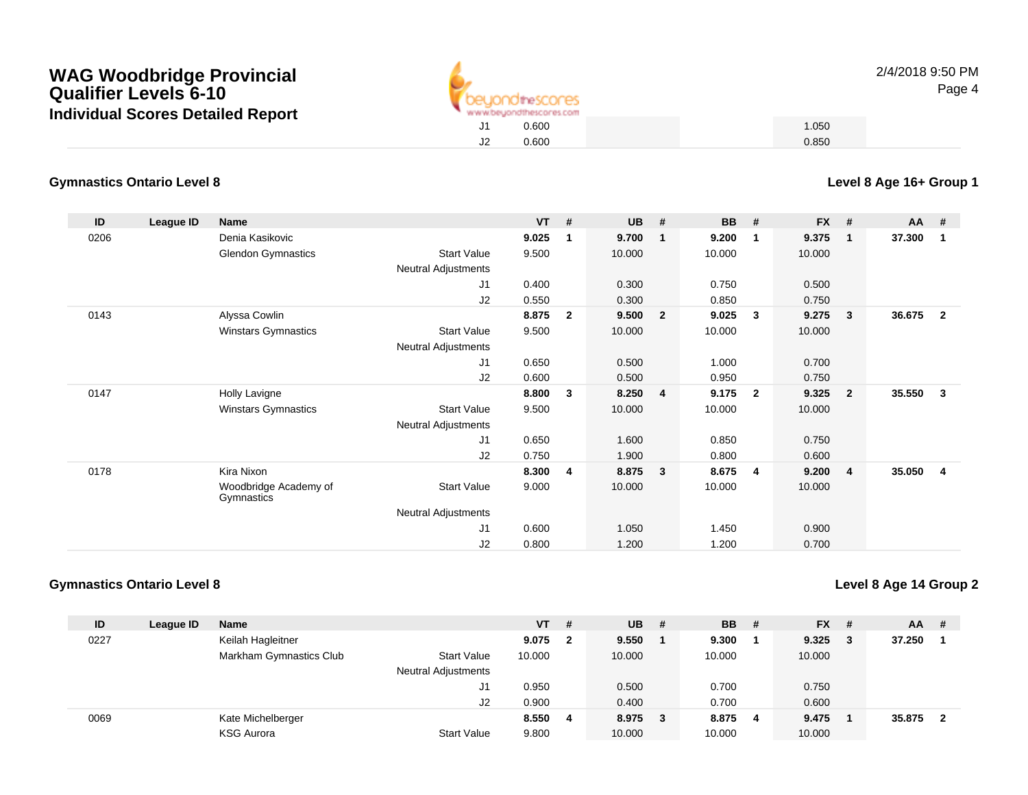# WAG Woodbridge Provincial Qualifier Levels 6-10

## Individual Scores Detailed Report

| | VT | UB | BB | FX |
|---|---|---|---|---|
| J1 | 0.600 | | | 1.050 |
| J2 | 0.600 | | | 0.850 |

### Gymnastics Ontario Level 8

**Level 8 Age 16+ Group 1**

| ID | League ID | Name | | VT | # | UB | # | BB | # | FX | # | AA | # |
|---|---|---|---|---|---|---|---|---|---|---|---|---|---|
| 0206 | | Denia Kasikovic | | **9.025** | **1** | **9.700** | **1** | **9.200** | **1** | **9.375** | **1** | **37.300** | **1** |
| | | Glendon Gymnastics | Start Value | 9.500 | | 10.000 | | 10.000 | | 10.000 | | | |
| | | | Neutral Adjustments | | | | | | | | | | |
| | | | J1 | 0.400 | | 0.300 | | 0.750 | | 0.500 | | | |
| | | | J2 | 0.550 | | 0.300 | | 0.850 | | 0.750 | | | |
| 0143 | | Alyssa Cowlin | | **8.875** | **2** | **9.500** | **2** | **9.025** | **3** | **9.275** | **3** | **36.675** | **2** |
| | | Winstars Gymnastics | Start Value | 9.500 | | 10.000 | | 10.000 | | 10.000 | | | |
| | | | Neutral Adjustments | | | | | | | | | | |
| | | | J1 | 0.650 | | 0.500 | | 1.000 | | 0.700 | | | |
| | | | J2 | 0.600 | | 0.500 | | 0.950 | | 0.750 | | | |
| 0147 | | Holly Lavigne | | **8.800** | **3** | **8.250** | **4** | **9.175** | **2** | **9.325** | **2** | **35.550** | **3** |
| | | Winstars Gymnastics | Start Value | 9.500 | | 10.000 | | 10.000 | | 10.000 | | | |
| | | | Neutral Adjustments | | | | | | | | | | |
| | | | J1 | 0.650 | | 1.600 | | 0.850 | | 0.750 | | | |
| | | | J2 | 0.750 | | 1.900 | | 0.800 | | 0.600 | | | |
| 0178 | | Kira Nixon | | **8.300** | **4** | **8.875** | **3** | **8.675** | **4** | **9.200** | **4** | **35.050** | **4** |
| | | Woodbridge Academy of Gymnastics | Start Value | 9.000 | | 10.000 | | 10.000 | | 10.000 | | | |
| | | | Neutral Adjustments | | | | | | | | | | |
| | | | J1 | 0.600 | | 1.050 | | 1.450 | | 0.900 | | | |
| | | | J2 | 0.800 | | 1.200 | | 1.200 | | 0.700 | | | |

### Gymnastics Ontario Level 8

**Level 8 Age 14 Group 2**

| ID | League ID | Name | | VT | # | UB | # | BB | # | FX | # | AA | # |
|---|---|---|---|---|---|---|---|---|---|---|---|---|---|
| 0227 | | Keilah Hagleitner | | **9.075** | **2** | **9.550** | **1** | **9.300** | **1** | **9.325** | **3** | **37.250** | **1** |
| | | Markham Gymnastics Club | Start Value | 10.000 | | 10.000 | | 10.000 | | 10.000 | | | |
| | | | Neutral Adjustments | | | | | | | | | | |
| | | | J1 | 0.950 | | 0.500 | | 0.700 | | 0.750 | | | |
| | | | J2 | 0.900 | | 0.400 | | 0.700 | | 0.600 | | | |
| 0069 | | Kate Michelberger | | **8.550** | **4** | **8.975** | **3** | **8.875** | **4** | **9.475** | **1** | **35.875** | **2** |
| | | KSG Aurora | Start Value | 9.800 | | 10.000 | | 10.000 | | 10.000 | | | |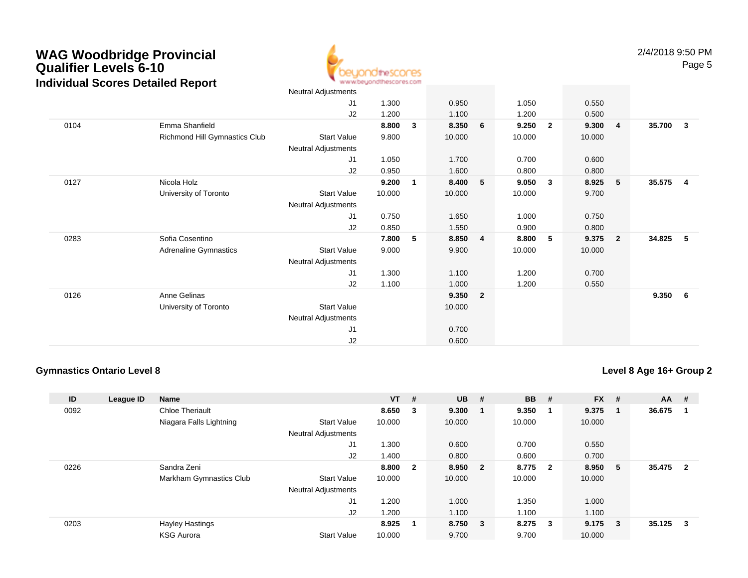# WAG Woodbridge Provincial Qualifier Levels 6-10
## Individual Scores Detailed Report

| ID | League ID | Name | | VT | # | UB | # | BB | # | FX | # | AA | # |
|---|---|---|---|---|---|---|---|---|---|---|---|---|---|
| | | | Neutral Adjustments | | | | | | | | | | |
| | | | J1 | 1.300 | | 0.950 | | 1.050 | | 0.550 | | | |
| | | | J2 | 1.200 | | 1.100 | | 1.200 | | 0.500 | | | |
| 0104 | | Emma Shanfield | | **8.800** | **3** | **8.350** | **6** | **9.250** | **2** | **9.300** | **4** | **35.700** | **3** |
| | | Richmond Hill Gymnastics Club | Start Value | 9.800 | | 10.000 | | 10.000 | | 10.000 | | | |
| | | | Neutral Adjustments | | | | | | | | | | |
| | | | J1 | 1.050 | | 1.700 | | 0.700 | | 0.600 | | | |
| | | | J2 | 0.950 | | 1.600 | | 0.800 | | 0.800 | | | |
| 0127 | | Nicola Holz | | **9.200** | **1** | **8.400** | **5** | **9.050** | **3** | **8.925** | **5** | **35.575** | **4** |
| | | University of Toronto | Start Value | 10.000 | | 10.000 | | 10.000 | | 9.700 | | | |
| | | | Neutral Adjustments | | | | | | | | | | |
| | | | J1 | 0.750 | | 1.650 | | 1.000 | | 0.750 | | | |
| | | | J2 | 0.850 | | 1.550 | | 0.900 | | 0.800 | | | |
| 0283 | | Sofia Cosentino | | **7.800** | **5** | **8.850** | **4** | **8.800** | **5** | **9.375** | **2** | **34.825** | **5** |
| | | Adrenaline Gymnastics | Start Value | 9.000 | | 9.900 | | 10.000 | | 10.000 | | | |
| | | | Neutral Adjustments | | | | | | | | | | |
| | | | J1 | 1.300 | | 1.100 | | 1.200 | | 0.700 | | | |
| | | | J2 | 1.100 | | 1.000 | | 1.200 | | 0.550 | | | |
| 0126 | | Anne Gelinas | | | | **9.350** | **2** | | | | | **9.350** | **6** |
| | | University of Toronto | Start Value | | | 10.000 | | | | | | | |
| | | | Neutral Adjustments | | | | | | | | | | |
| | | | J1 | | | 0.700 | | | | | | | |
| | | | J2 | | | 0.600 | | | | | | | |

### Gymnastics Ontario Level 8

### Level 8 Age 16+ Group 2

| ID | League ID | Name | | VT | # | UB | # | BB | # | FX | # | AA | # |
|---|---|---|---|---|---|---|---|---|---|---|---|---|---|
| 0092 | | Chloe Theriault | | **8.650** | **3** | **9.300** | **1** | **9.350** | **1** | **9.375** | **1** | **36.675** | **1** |
| | | Niagara Falls Lightning | Start Value | 10.000 | | 10.000 | | 10.000 | | 10.000 | | | |
| | | | Neutral Adjustments | | | | | | | | | | |
| | | | J1 | 1.300 | | 0.600 | | 0.700 | | 0.550 | | | |
| | | | J2 | 1.400 | | 0.800 | | 0.600 | | 0.700 | | | |
| 0226 | | Sandra Zeni | | **8.800** | **2** | **8.950** | **2** | **8.775** | **2** | **8.950** | **5** | **35.475** | **2** |
| | | Markham Gymnastics Club | Start Value | 10.000 | | 10.000 | | 10.000 | | 10.000 | | | |
| | | | Neutral Adjustments | | | | | | | | | | |
| | | | J1 | 1.200 | | 1.000 | | 1.350 | | 1.000 | | | |
| | | | J2 | 1.200 | | 1.100 | | 1.100 | | 1.100 | | | |
| 0203 | | Hayley Hastings | | **8.925** | **1** | **8.750** | **3** | **8.275** | **3** | **9.175** | **3** | **35.125** | **3** |
| | | KSG Aurora | Start Value | 10.000 | | 9.700 | | 9.700 | | 10.000 | | | |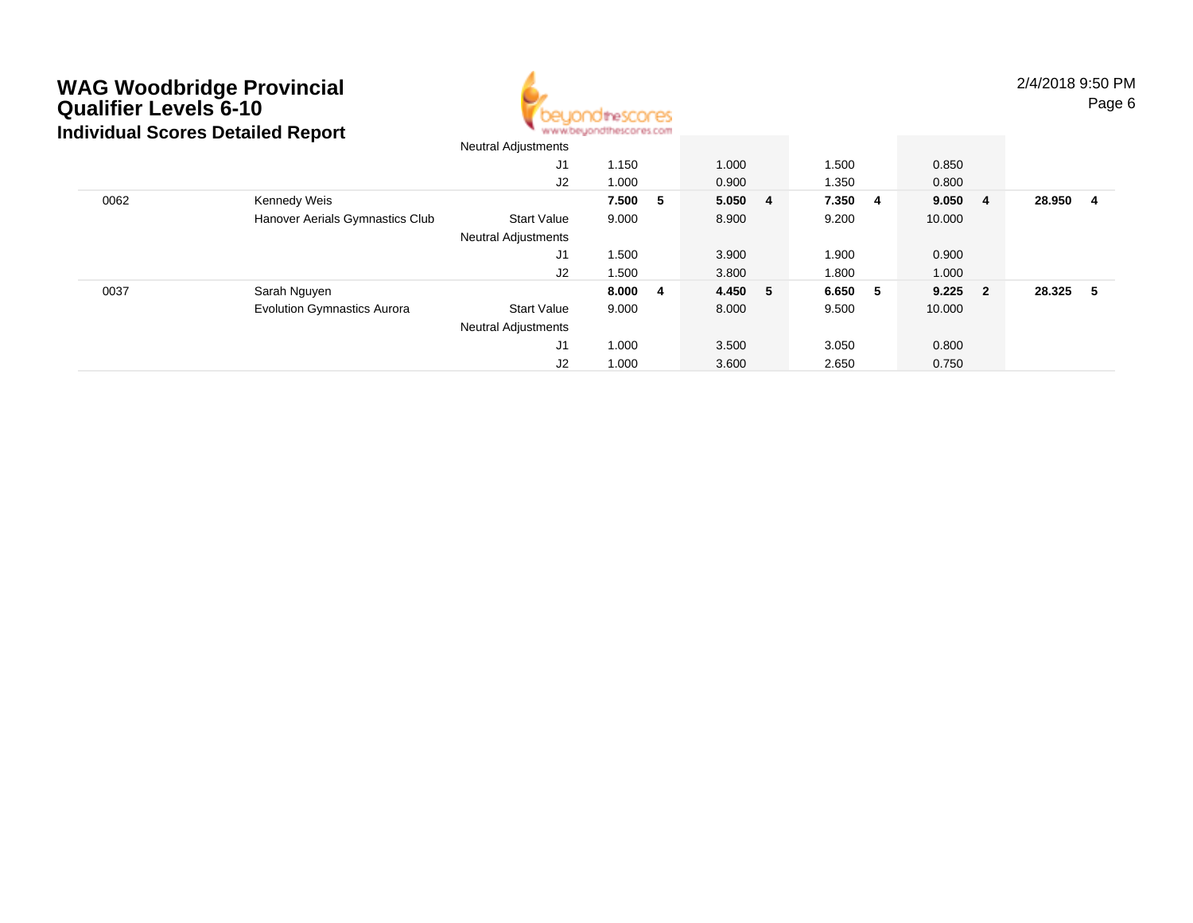# WAG Woodbridge Provincial Qualifier Levels 6-10

## Individual Scores Detailed Report

| | | | | | | | | | | | | |
|---|---|---|---|---|---|---|---|---|---|---|---|---|
| | | Neutral Adjustments | | | | | | | | | | |
| | | J1 | 1.150 | | 1.000 | | 1.500 | | 0.850 | | | |
| | | J2 | 1.000 | | 0.900 | | 1.350 | | 0.800 | | | |
| 0062 | Kennedy Weis | | **7.500** | **5** | **5.050** | **4** | **7.350** | **4** | **9.050** | **4** | **28.950** | **4** |
| | Hanover Aerials Gymnastics Club | Start Value | 9.000 | | 8.900 | | 9.200 | | 10.000 | | | |
| | | Neutral Adjustments | | | | | | | | | | |
| | | J1 | 1.500 | | 3.900 | | 1.900 | | 0.900 | | | |
| | | J2 | 1.500 | | 3.800 | | 1.800 | | 1.000 | | | |
| 0037 | Sarah Nguyen | | **8.000** | **4** | **4.450** | **5** | **6.650** | **5** | **9.225** | **2** | **28.325** | **5** |
| | Evolution Gymnastics Aurora | Start Value | 9.000 | | 8.000 | | 9.500 | | 10.000 | | | |
| | | Neutral Adjustments | | | | | | | | | | |
| | | J1 | 1.000 | | 3.500 | | 3.050 | | 0.800 | | | |
| | | J2 | 1.000 | | 3.600 | | 2.650 | | 0.750 | | | |